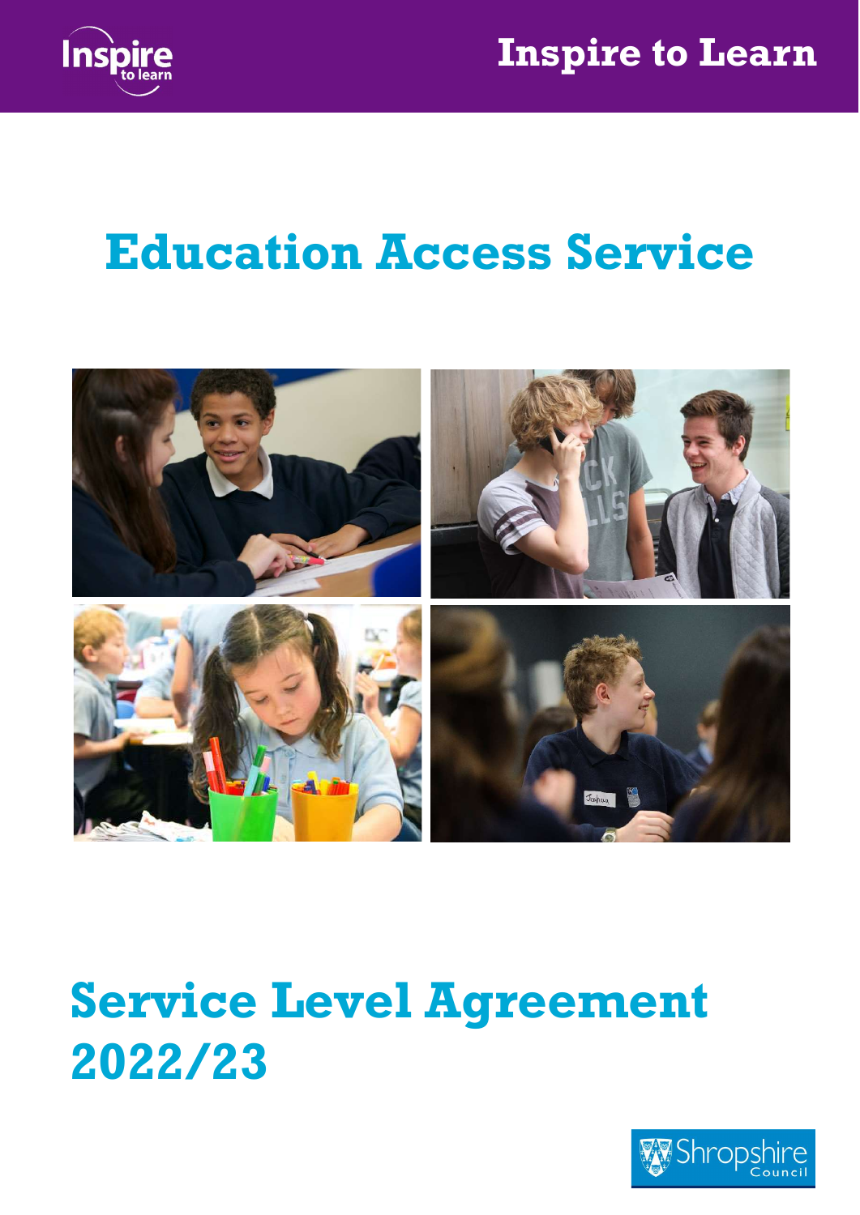Inspire to Learn

# Education Access Service

# Service Level Agreement 2022/23

Shropshire Council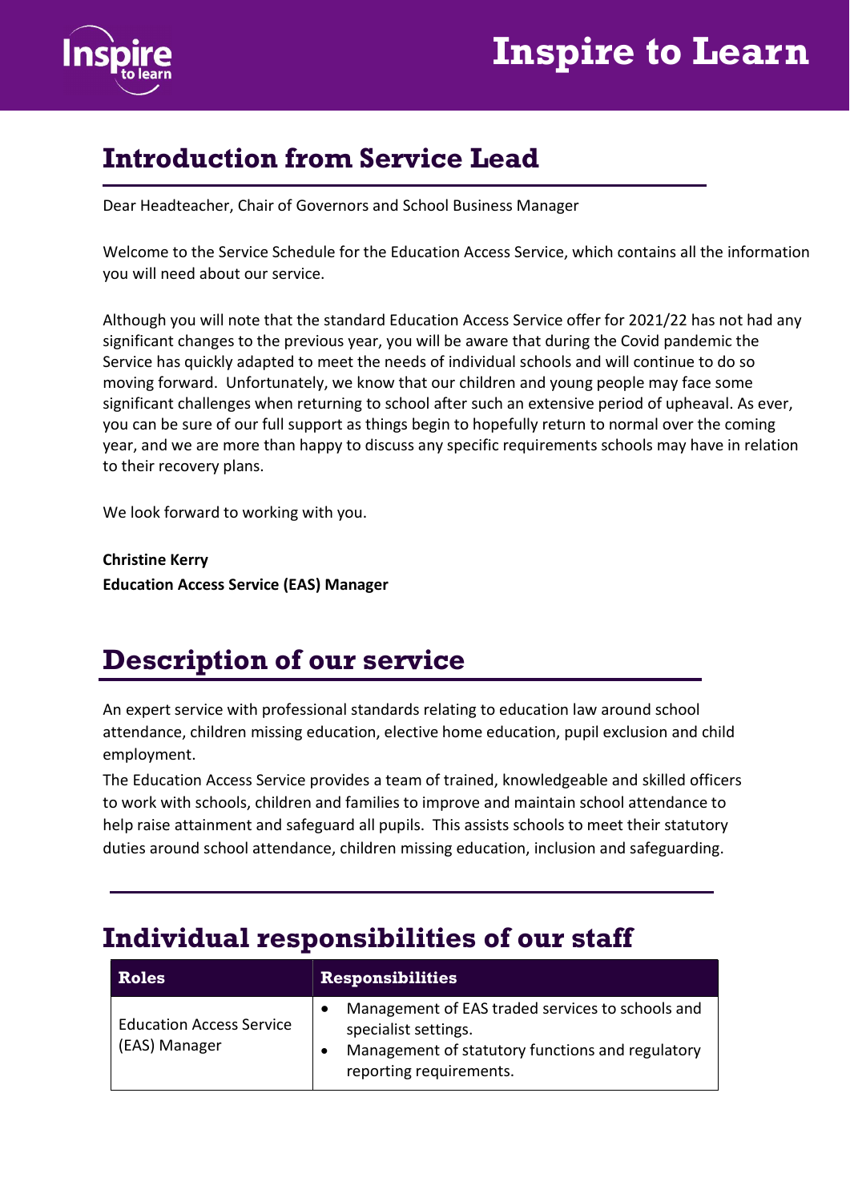## Introduction from Service Lead

Dear Headteacher, Chair of Governors and School Business Manager

Welcome to the Service Schedule for the Education Access Service, which contains all the information you will need about our service.

Although you will note that the standard Education Access Service offer for 2021/22 has not had any significant changes to the previous year, you will be aware that during the Covid pandemic the Service has quickly adapted to meet the needs of individual schools and will continue to do so moving forward. Unfortunately, we know that our children and young people may face some significant challenges when returning to school after such an extensive period of upheaval. As ever, you can be sure of our full support as things begin to hopefully return to normal over the coming year, and we are more than happy to discuss any specific requirements schools may have in relation to their recovery plans.

We look forward to working with you.

**Christine Kerry**
**Education Access Service (EAS) Manager**

## Description of our service

An expert service with professional standards relating to education law around school attendance, children missing education, elective home education, pupil exclusion and child employment.

The Education Access Service provides a team of trained, knowledgeable and skilled officers to work with schools, children and families to improve and maintain school attendance to help raise attainment and safeguard all pupils. This assists schools to meet their statutory duties around school attendance, children missing education, inclusion and safeguarding.

## Individual responsibilities of our staff

| Roles | Responsibilities |
|---|---|
| Education Access Service (EAS) Manager | • Management of EAS traded services to schools and specialist settings.<br>• Management of statutory functions and regulatory reporting requirements. |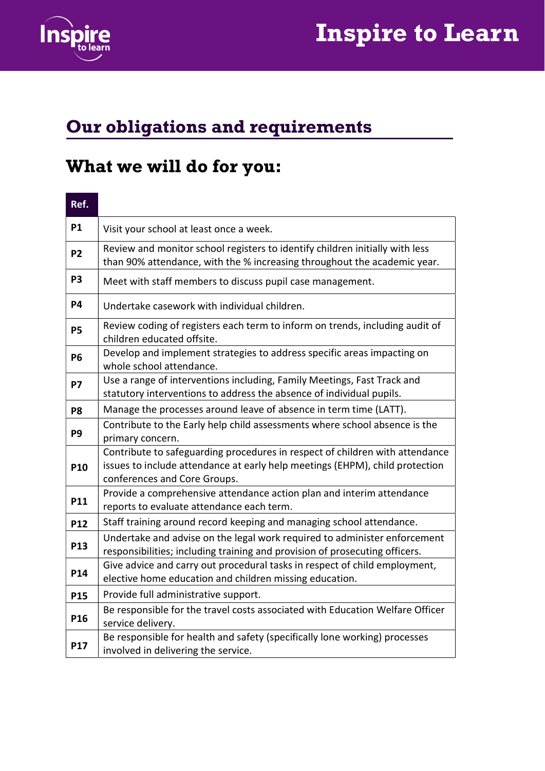## Our obligations and requirements

### What we will do for you:

| Ref. | |
|---|---|
| **P1** | Visit your school at least once a week. |
| **P2** | Review and monitor school registers to identify children initially with less than 90% attendance, with the % increasing throughout the academic year. |
| **P3** | Meet with staff members to discuss pupil case management. |
| **P4** | Undertake casework with individual children. |
| **P5** | Review coding of registers each term to inform on trends, including audit of children educated offsite. |
| **P6** | Develop and implement strategies to address specific areas impacting on whole school attendance. |
| **P7** | Use a range of interventions including, Family Meetings, Fast Track and statutory interventions to address the absence of individual pupils. |
| **P8** | Manage the processes around leave of absence in term time (LATT). |
| **P9** | Contribute to the Early help child assessments where school absence is the primary concern. |
| **P10** | Contribute to safeguarding procedures in respect of children with attendance issues to include attendance at early help meetings (EHPM), child protection conferences and Core Groups. |
| **P11** | Provide a comprehensive attendance action plan and interim attendance reports to evaluate attendance each term. |
| **P12** | Staff training around record keeping and managing school attendance. |
| **P13** | Undertake and advise on the legal work required to administer enforcement responsibilities; including training and provision of prosecuting officers. |
| **P14** | Give advice and carry out procedural tasks in respect of child employment, elective home education and children missing education. |
| **P15** | Provide full administrative support. |
| **P16** | Be responsible for the travel costs associated with Education Welfare Officer service delivery. |
| **P17** | Be responsible for health and safety (specifically lone working) processes involved in delivering the service. |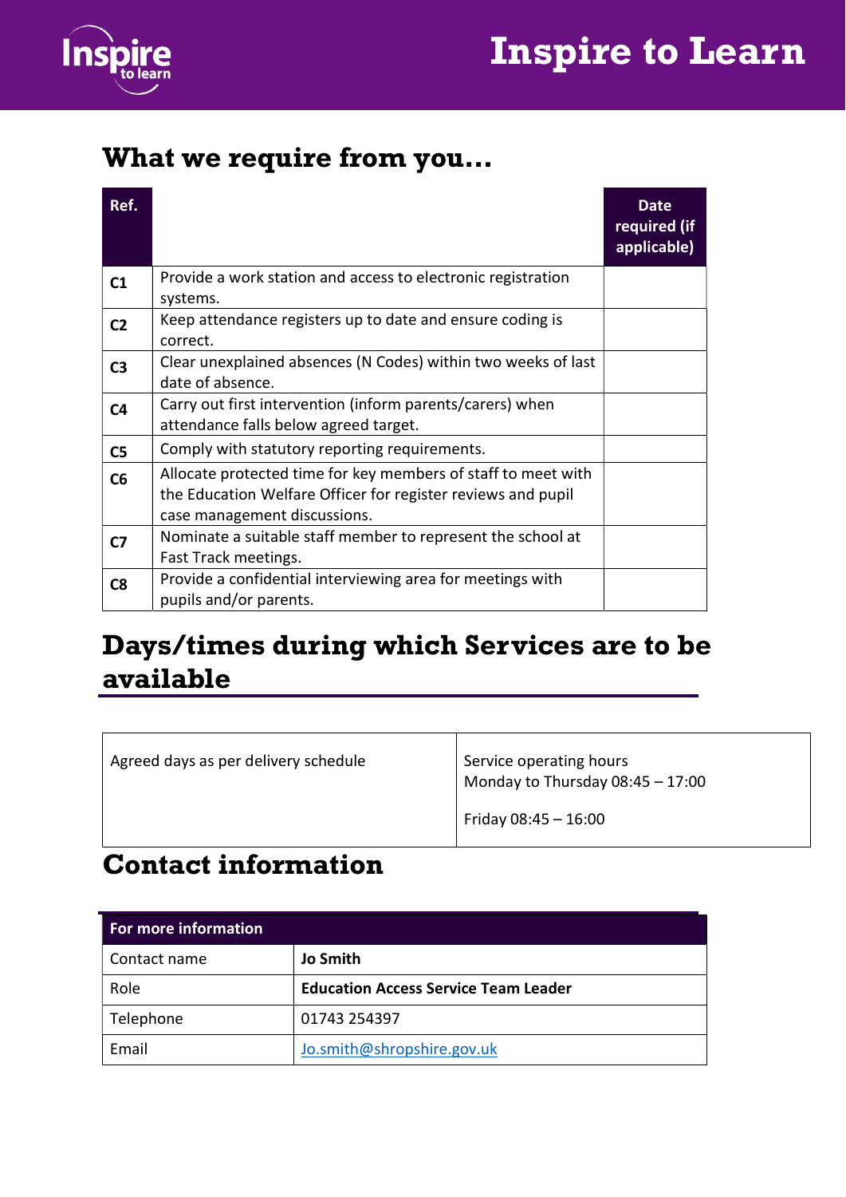## What we require from you…

| Ref. | | Date required (if applicable) |
|---|---|---|
| **C1** | Provide a work station and access to electronic registration systems. | |
| **C2** | Keep attendance registers up to date and ensure coding is correct. | |
| **C3** | Clear unexplained absences (N Codes) within two weeks of last date of absence. | |
| **C4** | Carry out first intervention (inform parents/carers) when attendance falls below agreed target. | |
| **C5** | Comply with statutory reporting requirements. | |
| **C6** | Allocate protected time for key members of staff to meet with the Education Welfare Officer for register reviews and pupil case management discussions. | |
| **C7** | Nominate a suitable staff member to represent the school at Fast Track meetings. | |
| **C8** | Provide a confidential interviewing area for meetings with pupils and/or parents. | |

## Days/times during which Services are to be available

| | |
|---|---|
| Agreed days as per delivery schedule | Service operating hours<br>Monday to Thursday 08:45 – 17:00<br><br>Friday 08:45 – 16:00 |

## Contact information

| For more information | |
|---|---|
| Contact name | **Jo Smith** |
| Role | **Education Access Service Team Leader** |
| Telephone | 01743 254397 |
| Email | Jo.smith@shropshire.gov.uk |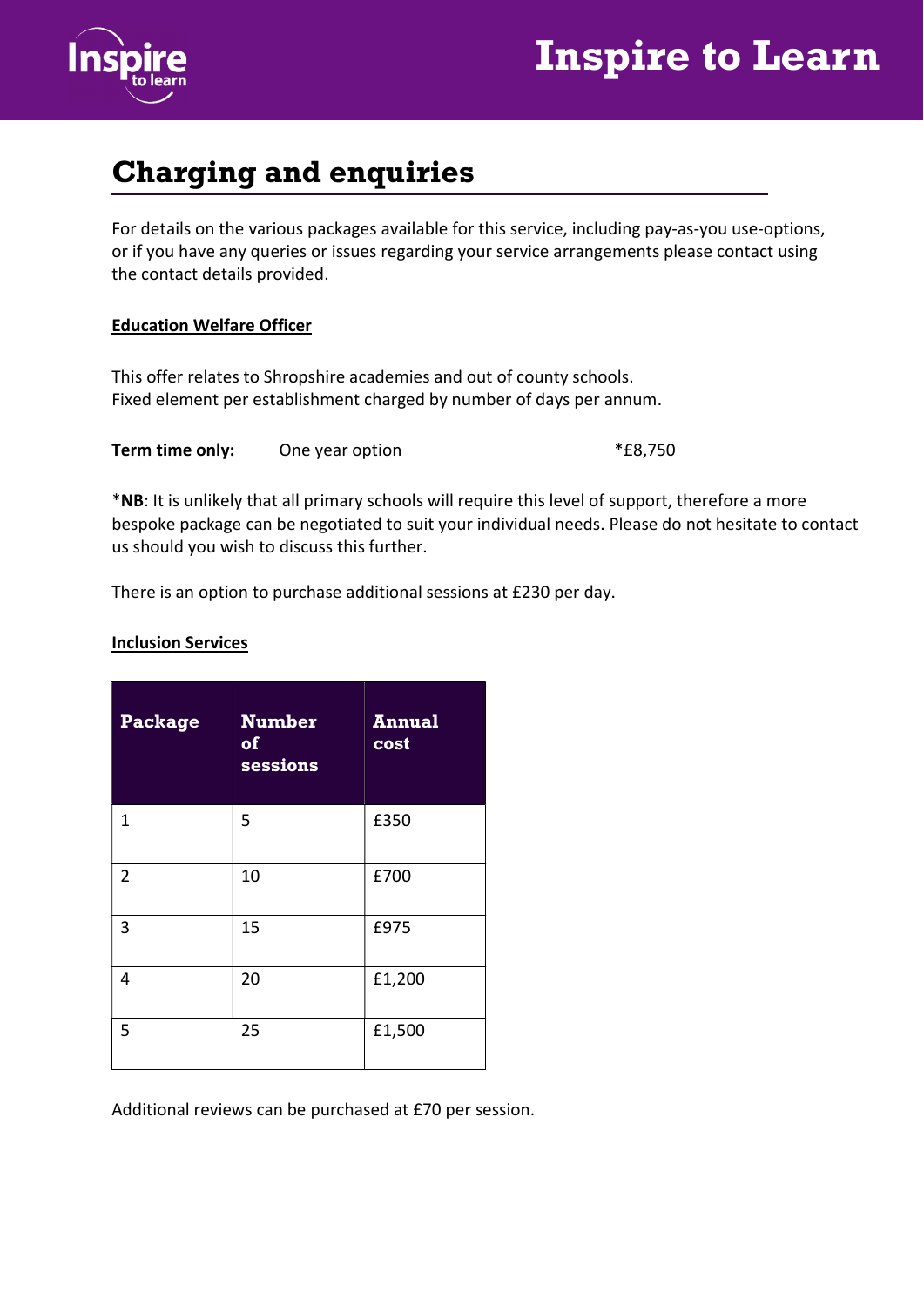# Charging and enquiries

For details on the various packages available for this service, including pay-as-you use-options, or if you have any queries or issues regarding your service arrangements please contact using the contact details provided.

**Education Welfare Officer**

This offer relates to Shropshire academies and out of county schools.
Fixed element per establishment charged by number of days per annum.

**Term time only:** One year option *£8,750

***NB**: It is unlikely that all primary schools will require this level of support, therefore a more bespoke package can be negotiated to suit your individual needs. Please do not hesitate to contact us should you wish to discuss this further.

There is an option to purchase additional sessions at £230 per day.

**Inclusion Services**

| Package | Number of sessions | Annual cost |
|---|---|---|
| 1 | 5 | £350 |
| 2 | 10 | £700 |
| 3 | 15 | £975 |
| 4 | 20 | £1,200 |
| 5 | 25 | £1,500 |

Additional reviews can be purchased at £70 per session.